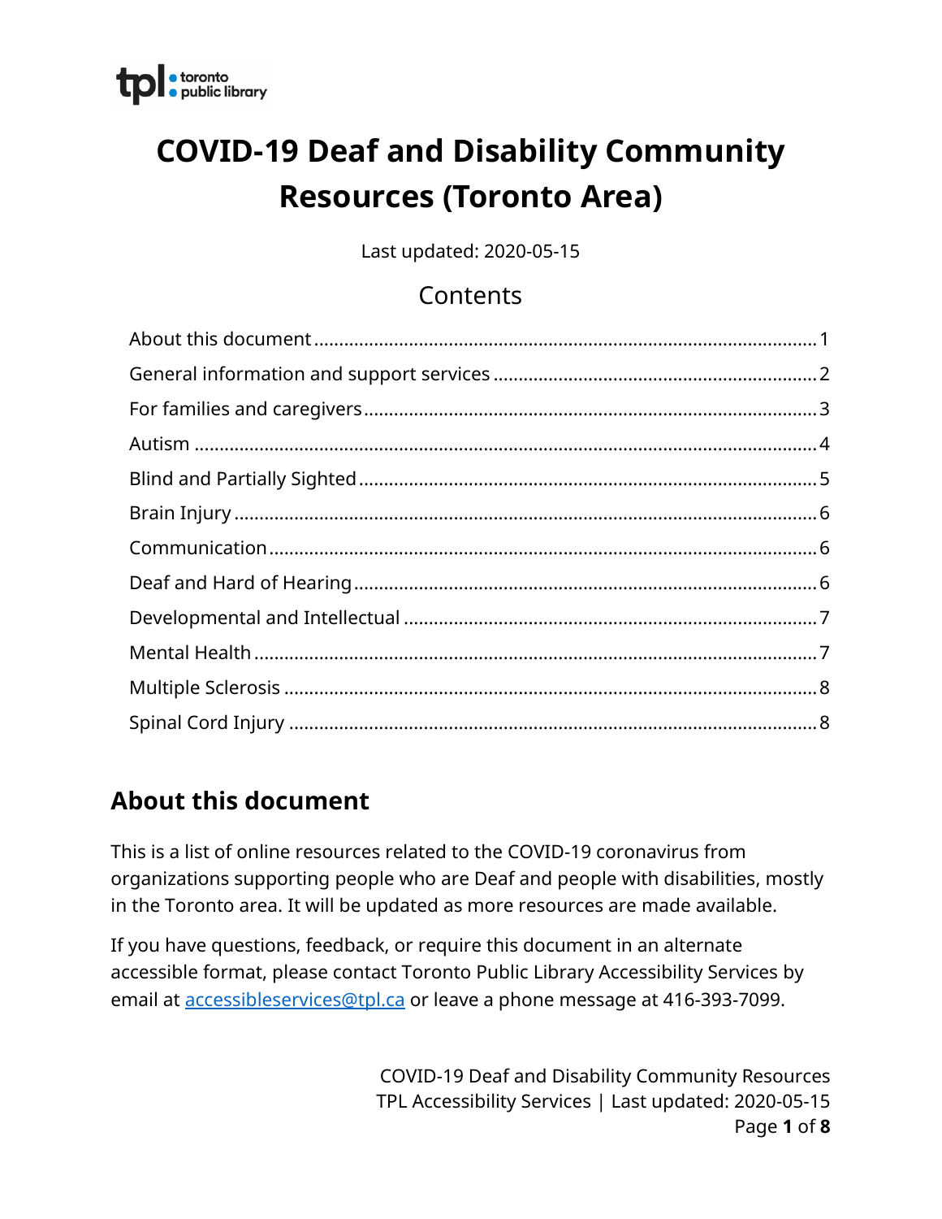# COVID-19 Deaf and Disability Community Resources (Toronto Area)

Last updated: 2020-05-15

## Contents

- About this document ... 1
- General information and support services ... 2
- For families and caregivers ... 3
- Autism ... 4
- Blind and Partially Sighted ... 5
- Brain Injury ... 6
- Communication ... 6
- Deaf and Hard of Hearing ... 6
- Developmental and Intellectual ... 7
- Mental Health ... 7
- Multiple Sclerosis ... 8
- Spinal Cord Injury ... 8

## About this document

This is a list of online resources related to the COVID-19 coronavirus from organizations supporting people who are Deaf and people with disabilities, mostly in the Toronto area. It will be updated as more resources are made available.

If you have questions, feedback, or require this document in an alternate accessible format, please contact Toronto Public Library Accessibility Services by email at accessibleservices@tpl.ca or leave a phone message at 416-393-7099.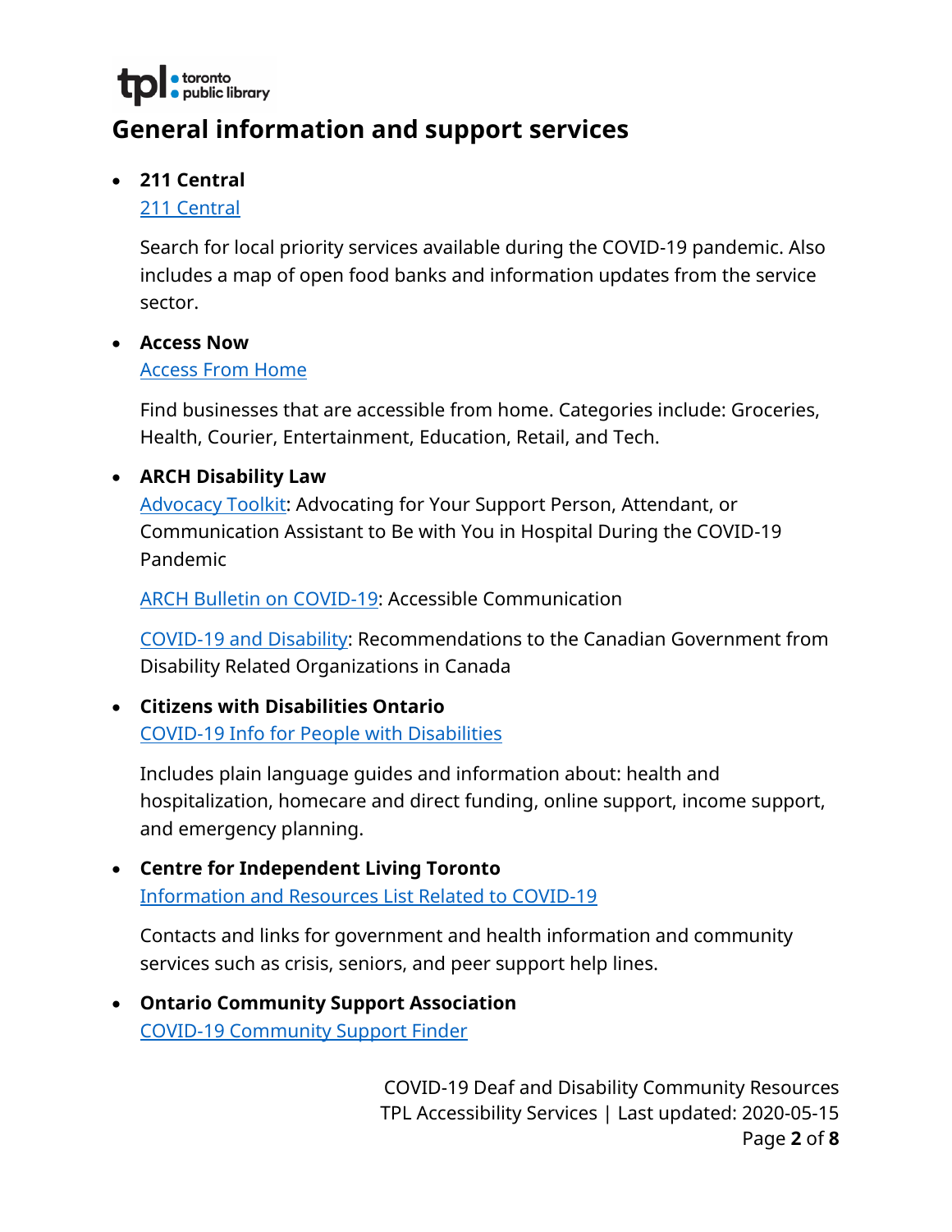## General information and support services

- **211 Central**
  [211 Central]

  Search for local priority services available during the COVID-19 pandemic. Also includes a map of open food banks and information updates from the service sector.

- **Access Now**
  [Access From Home]

  Find businesses that are accessible from home. Categories include: Groceries, Health, Courier, Entertainment, Education, Retail, and Tech.

- **ARCH Disability Law**
  [Advocacy Toolkit]: Advocating for Your Support Person, Attendant, or Communication Assistant to Be with You in Hospital During the COVID-19 Pandemic

  [ARCH Bulletin on COVID-19]: Accessible Communication

  [COVID-19 and Disability]: Recommendations to the Canadian Government from Disability Related Organizations in Canada

- **Citizens with Disabilities Ontario**
  [COVID-19 Info for People with Disabilities]

  Includes plain language guides and information about: health and hospitalization, homecare and direct funding, online support, income support, and emergency planning.

- **Centre for Independent Living Toronto**
  [Information and Resources List Related to COVID-19]

  Contacts and links for government and health information and community services such as crisis, seniors, and peer support help lines.

- **Ontario Community Support Association**
  [COVID-19 Community Support Finder]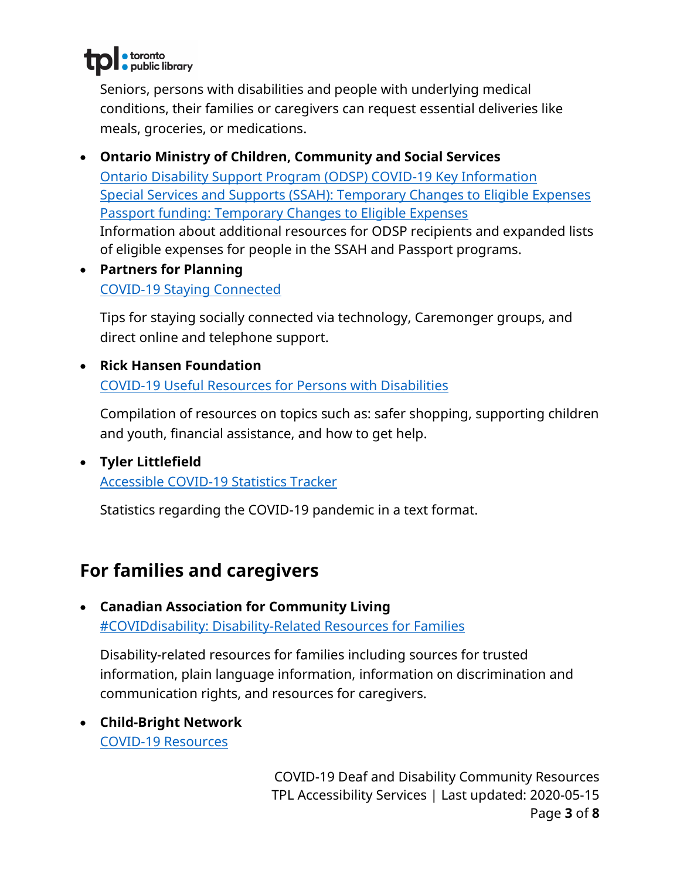Seniors, persons with disabilities and people with underlying medical conditions, their families or caregivers can request essential deliveries like meals, groceries, or medications.

- **Ontario Ministry of Children, Community and Social Services**
  [Ontario Disability Support Program (ODSP) COVID-19 Key Information]
  [Special Services and Supports (SSAH): Temporary Changes to Eligible Expenses]
  [Passport funding: Temporary Changes to Eligible Expenses]
  Information about additional resources for ODSP recipients and expanded lists of eligible expenses for people in the SSAH and Passport programs.
- **Partners for Planning**
  [COVID-19 Staying Connected]

  Tips for staying socially connected via technology, Caremonger groups, and direct online and telephone support.
- **Rick Hansen Foundation**
  [COVID-19 Useful Resources for Persons with Disabilities]

  Compilation of resources on topics such as: safer shopping, supporting children and youth, financial assistance, and how to get help.
- **Tyler Littlefield**
  [Accessible COVID-19 Statistics Tracker]

  Statistics regarding the COVID-19 pandemic in a text format.

## For families and caregivers

- **Canadian Association for Community Living**
  [#COVIDdisability: Disability-Related Resources for Families]

  Disability-related resources for families including sources for trusted information, plain language information, information on discrimination and communication rights, and resources for caregivers.
- **Child-Bright Network**
  [COVID-19 Resources]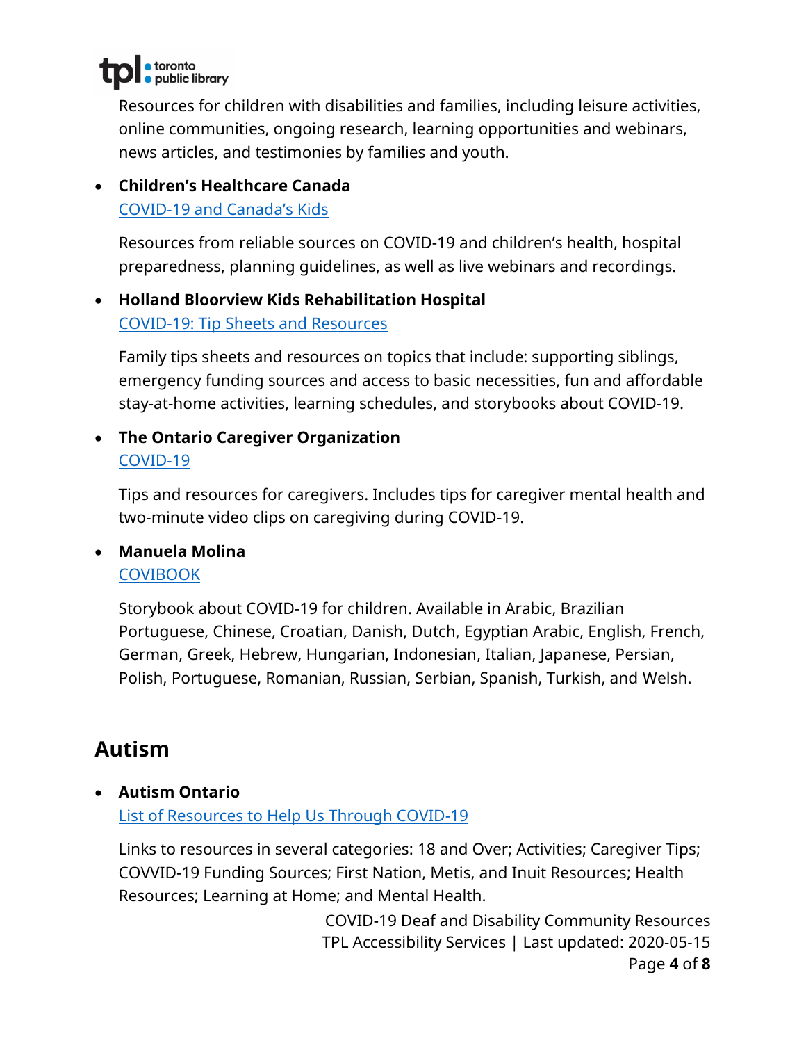Resources for children with disabilities and families, including leisure activities, online communities, ongoing research, learning opportunities and webinars, news articles, and testimonies by families and youth.

- **Children's Healthcare Canada**
  [COVID-19 and Canada's Kids]

  Resources from reliable sources on COVID-19 and children's health, hospital preparedness, planning guidelines, as well as live webinars and recordings.

- **Holland Bloorview Kids Rehabilitation Hospital**
  [COVID-19: Tip Sheets and Resources]

  Family tips sheets and resources on topics that include: supporting siblings, emergency funding sources and access to basic necessities, fun and affordable stay-at-home activities, learning schedules, and storybooks about COVID-19.

- **The Ontario Caregiver Organization**
  [COVID-19]

  Tips and resources for caregivers. Includes tips for caregiver mental health and two-minute video clips on caregiving during COVID-19.

- **Manuela Molina**
  [COVIBOOK]

  Storybook about COVID-19 for children. Available in Arabic, Brazilian Portuguese, Chinese, Croatian, Danish, Dutch, Egyptian Arabic, English, French, German, Greek, Hebrew, Hungarian, Indonesian, Italian, Japanese, Persian, Polish, Portuguese, Romanian, Russian, Serbian, Spanish, Turkish, and Welsh.

## Autism

- **Autism Ontario**
  [List of Resources to Help Us Through COVID-19]

  Links to resources in several categories: 18 and Over; Activities; Caregiver Tips; COVVID-19 Funding Sources; First Nation, Metis, and Inuit Resources; Health Resources; Learning at Home; and Mental Health.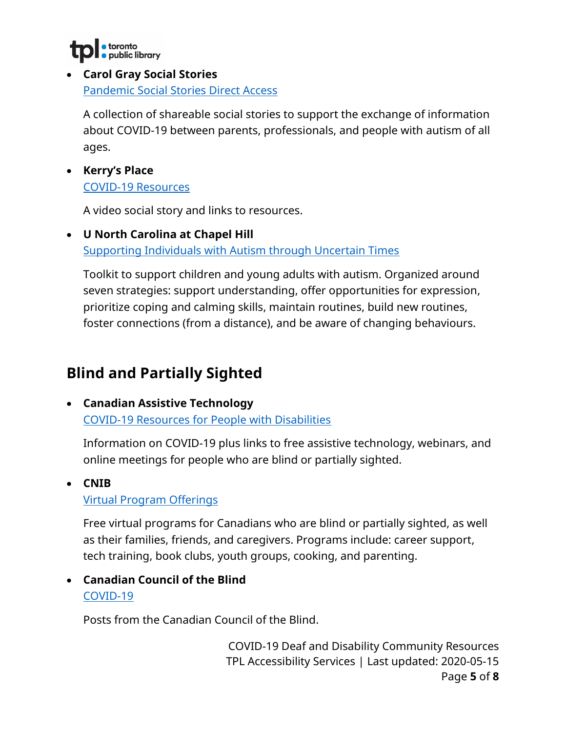- **Carol Gray Social Stories**
  Pandemic Social Stories Direct Access

  A collection of shareable social stories to support the exchange of information about COVID-19 between parents, professionals, and people with autism of all ages.

- **Kerry's Place**
  COVID-19 Resources

  A video social story and links to resources.

- **U North Carolina at Chapel Hill**
  Supporting Individuals with Autism through Uncertain Times

  Toolkit to support children and young adults with autism. Organized around seven strategies: support understanding, offer opportunities for expression, prioritize coping and calming skills, maintain routines, build new routines, foster connections (from a distance), and be aware of changing behaviours.

## Blind and Partially Sighted

- **Canadian Assistive Technology**
  COVID-19 Resources for People with Disabilities

  Information on COVID-19 plus links to free assistive technology, webinars, and online meetings for people who are blind or partially sighted.

- **CNIB**
  Virtual Program Offerings

  Free virtual programs for Canadians who are blind or partially sighted, as well as their families, friends, and caregivers. Programs include: career support, tech training, book clubs, youth groups, cooking, and parenting.

- **Canadian Council of the Blind**
  COVID-19

  Posts from the Canadian Council of the Blind.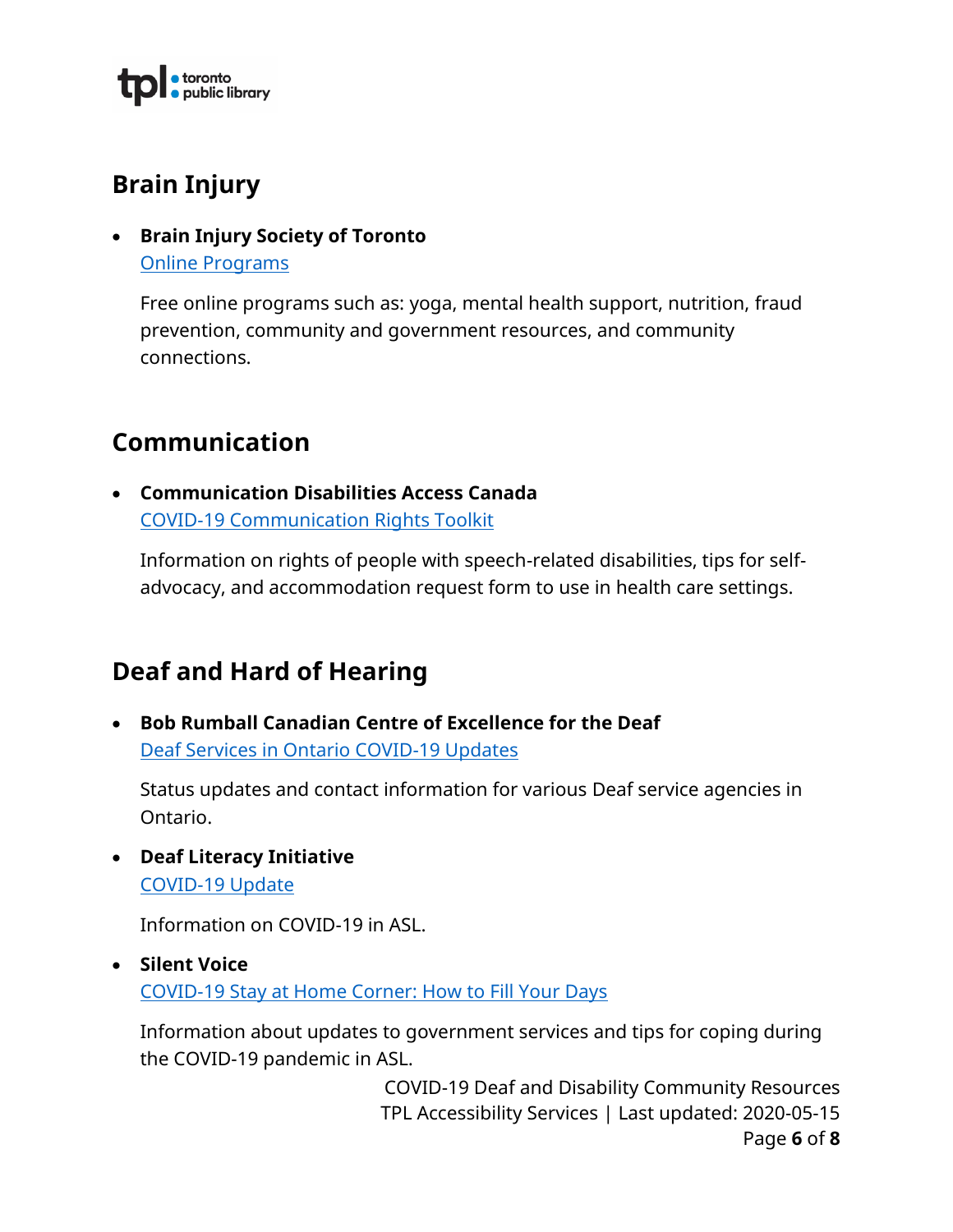## Brain Injury

- **Brain Injury Society of Toronto**
  Online Programs

  Free online programs such as: yoga, mental health support, nutrition, fraud prevention, community and government resources, and community connections.

## Communication

- **Communication Disabilities Access Canada**
  COVID-19 Communication Rights Toolkit

  Information on rights of people with speech-related disabilities, tips for self-advocacy, and accommodation request form to use in health care settings.

## Deaf and Hard of Hearing

- **Bob Rumball Canadian Centre of Excellence for the Deaf**
  Deaf Services in Ontario COVID-19 Updates

  Status updates and contact information for various Deaf service agencies in Ontario.

- **Deaf Literacy Initiative**
  COVID-19 Update

  Information on COVID-19 in ASL.

- **Silent Voice**
  COVID-19 Stay at Home Corner: How to Fill Your Days

  Information about updates to government services and tips for coping during the COVID-19 pandemic in ASL.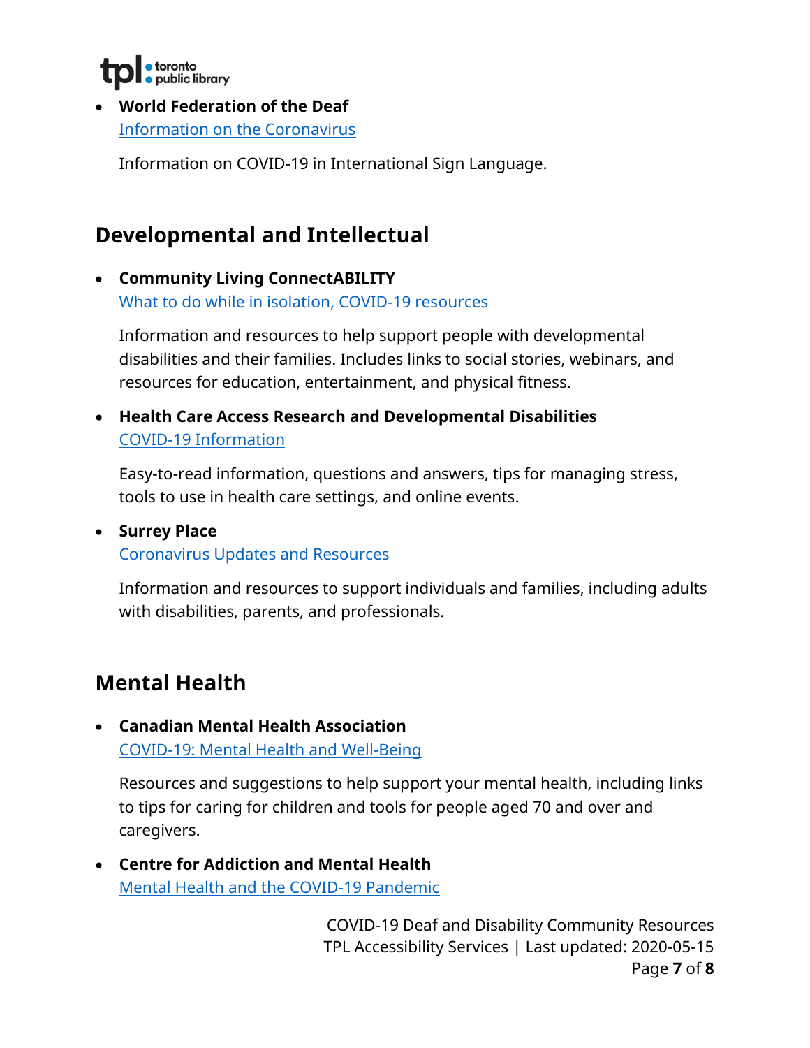- **World Federation of the Deaf**
  [Information on the Coronavirus]

  Information on COVID-19 in International Sign Language.

## Developmental and Intellectual

- **Community Living ConnectABILITY**
  [What to do while in isolation, COVID-19 resources]

  Information and resources to help support people with developmental disabilities and their families. Includes links to social stories, webinars, and resources for education, entertainment, and physical fitness.

- **Health Care Access Research and Developmental Disabilities**
  [COVID-19 Information]

  Easy-to-read information, questions and answers, tips for managing stress, tools to use in health care settings, and online events.

- **Surrey Place**
  [Coronavirus Updates and Resources]

  Information and resources to support individuals and families, including adults with disabilities, parents, and professionals.

## Mental Health

- **Canadian Mental Health Association**
  [COVID-19: Mental Health and Well-Being]

  Resources and suggestions to help support your mental health, including links to tips for caring for children and tools for people aged 70 and over and caregivers.

- **Centre for Addiction and Mental Health**
  [Mental Health and the COVID-19 Pandemic]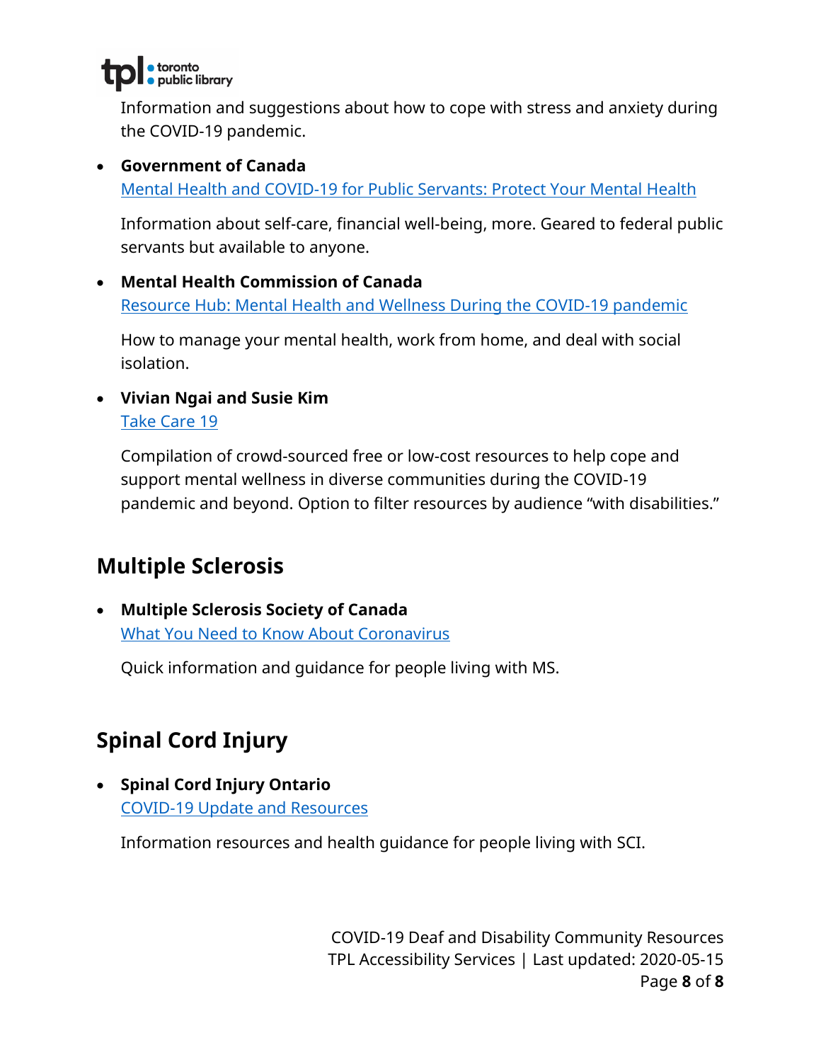Information and suggestions about how to cope with stress and anxiety during the COVID-19 pandemic.

- **Government of Canada**
  Mental Health and COVID-19 for Public Servants: Protect Your Mental Health

  Information about self-care, financial well-being, more. Geared to federal public servants but available to anyone.

- **Mental Health Commission of Canada**
  Resource Hub: Mental Health and Wellness During the COVID-19 pandemic

  How to manage your mental health, work from home, and deal with social isolation.

- **Vivian Ngai and Susie Kim**
  Take Care 19

  Compilation of crowd-sourced free or low-cost resources to help cope and support mental wellness in diverse communities during the COVID-19 pandemic and beyond. Option to filter resources by audience "with disabilities."

## Multiple Sclerosis

- **Multiple Sclerosis Society of Canada**
  What You Need to Know About Coronavirus

  Quick information and guidance for people living with MS.

## Spinal Cord Injury

- **Spinal Cord Injury Ontario**
  COVID-19 Update and Resources

  Information resources and health guidance for people living with SCI.